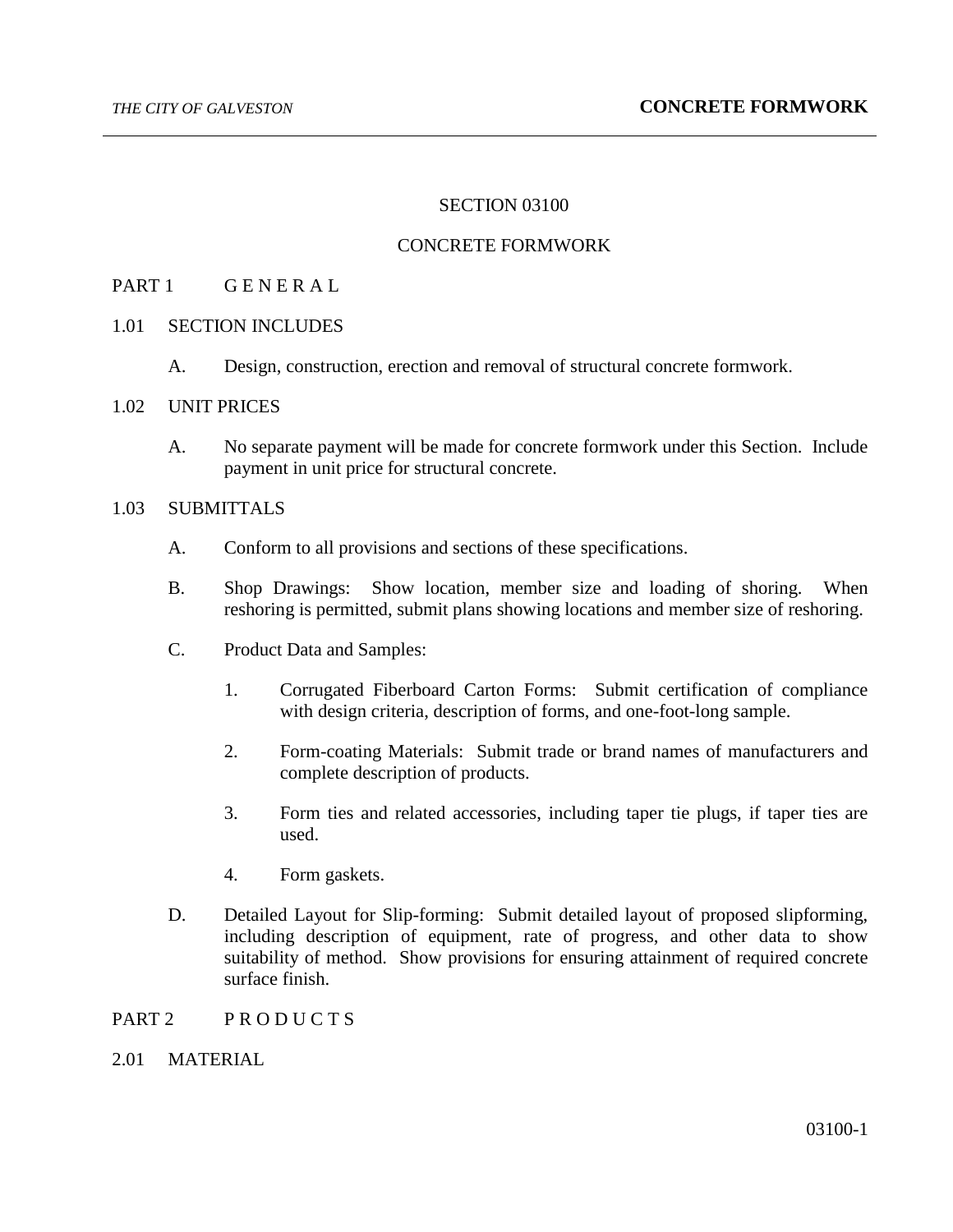# SECTION 03100

# CONCRETE FORMWORK

## PART 1 G E N E R A L

### 1.01 SECTION INCLUDES

A. Design, construction, erection and removal of structural concrete formwork.

### 1.02 UNIT PRICES

A. No separate payment will be made for concrete formwork under this Section. Include payment in unit price for structural concrete.

### 1.03 SUBMITTALS

A. Conform to all provisions and sections of these specifications.

B. Shop Drawings: Show location, member size and loading of shoring. When reshoring is permitted, submit plans showing locations and member size of reshoring.

C. Product Data and Samples:

1. Corrugated Fiberboard Carton Forms: Submit certification of compliance with design criteria, description of forms, and one-foot-long sample.
2. Form-coating Materials: Submit trade or brand names of manufacturers and complete description of products.
3. Form ties and related accessories, including taper tie plugs, if taper ties are used.
4. Form gaskets.

D. Detailed Layout for Slip-forming: Submit detailed layout of proposed slipforming, including description of equipment, rate of progress, and other data to show suitability of method. Show provisions for ensuring attainment of required concrete surface finish.

## PART 2 P R O D U C T S

### 2.01 MATERIAL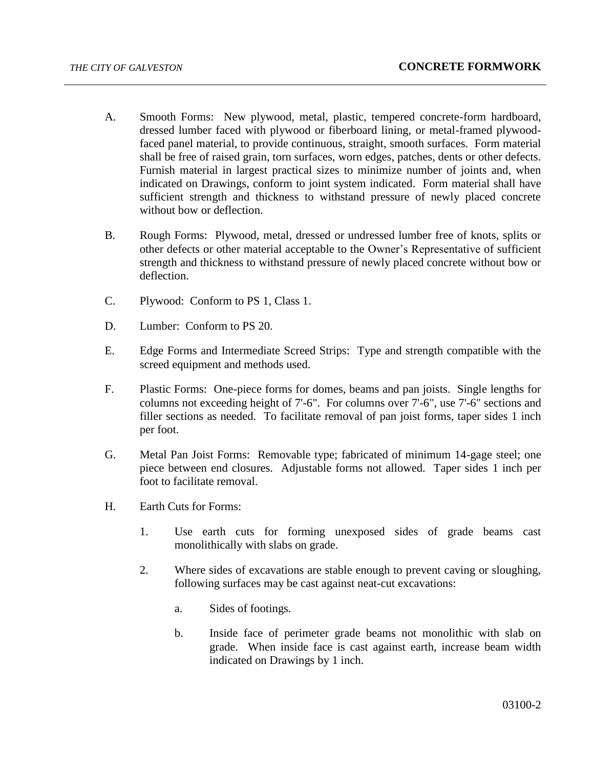A. Smooth Forms: New plywood, metal, plastic, tempered concrete-form hardboard, dressed lumber faced with plywood or fiberboard lining, or metal-framed plywood-faced panel material, to provide continuous, straight, smooth surfaces. Form material shall be free of raised grain, torn surfaces, worn edges, patches, dents or other defects. Furnish material in largest practical sizes to minimize number of joints and, when indicated on Drawings, conform to joint system indicated. Form material shall have sufficient strength and thickness to withstand pressure of newly placed concrete without bow or deflection.

B. Rough Forms: Plywood, metal, dressed or undressed lumber free of knots, splits or other defects or other material acceptable to the Owner's Representative of sufficient strength and thickness to withstand pressure of newly placed concrete without bow or deflection.

C. Plywood: Conform to PS 1, Class 1.

D. Lumber: Conform to PS 20.

E. Edge Forms and Intermediate Screed Strips: Type and strength compatible with the screed equipment and methods used.

F. Plastic Forms: One-piece forms for domes, beams and pan joists. Single lengths for columns not exceeding height of 7'-6". For columns over 7'-6", use 7'-6" sections and filler sections as needed. To facilitate removal of pan joist forms, taper sides 1 inch per foot.

G. Metal Pan Joist Forms: Removable type; fabricated of minimum 14-gage steel; one piece between end closures. Adjustable forms not allowed. Taper sides 1 inch per foot to facilitate removal.

H. Earth Cuts for Forms:

   1. Use earth cuts for forming unexposed sides of grade beams cast monolithically with slabs on grade.

   2. Where sides of excavations are stable enough to prevent caving or sloughing, following surfaces may be cast against neat-cut excavations:

      a. Sides of footings.

      b. Inside face of perimeter grade beams not monolithic with slab on grade. When inside face is cast against earth, increase beam width indicated on Drawings by 1 inch.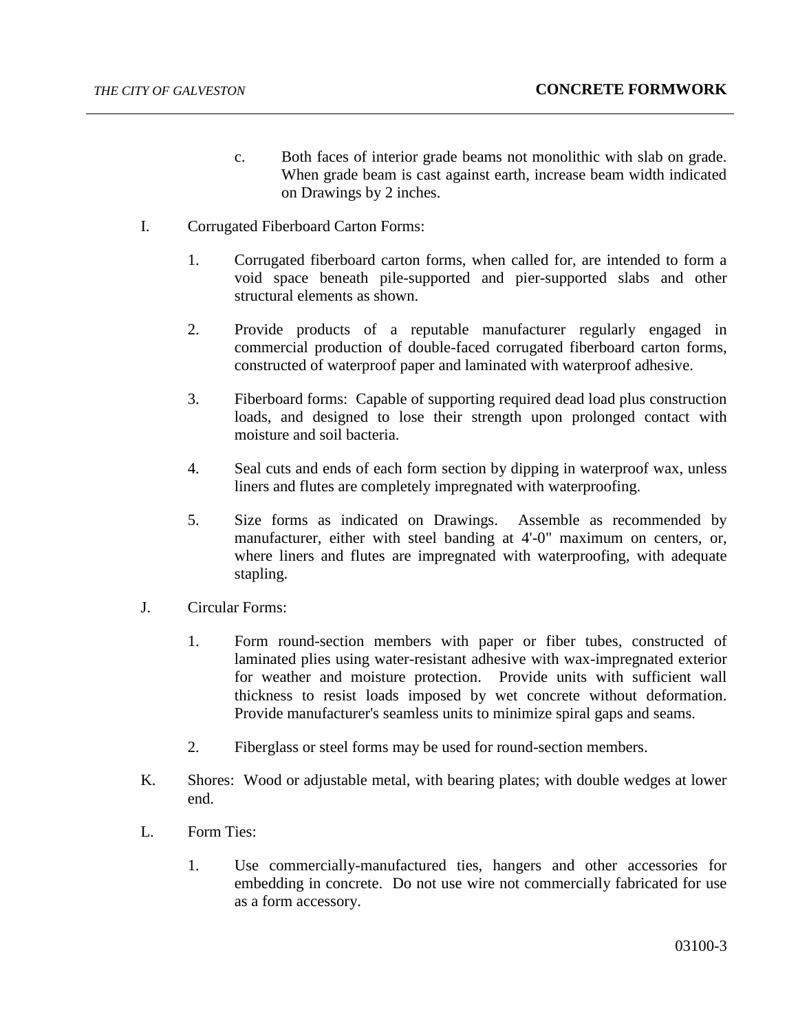c. Both faces of interior grade beams not monolithic with slab on grade. When grade beam is cast against earth, increase beam width indicated on Drawings by 2 inches.

I. Corrugated Fiberboard Carton Forms:

1. Corrugated fiberboard carton forms, when called for, are intended to form a void space beneath pile-supported and pier-supported slabs and other structural elements as shown.

2. Provide products of a reputable manufacturer regularly engaged in commercial production of double-faced corrugated fiberboard carton forms, constructed of waterproof paper and laminated with waterproof adhesive.

3. Fiberboard forms: Capable of supporting required dead load plus construction loads, and designed to lose their strength upon prolonged contact with moisture and soil bacteria.

4. Seal cuts and ends of each form section by dipping in waterproof wax, unless liners and flutes are completely impregnated with waterproofing.

5. Size forms as indicated on Drawings. Assemble as recommended by manufacturer, either with steel banding at 4'-0" maximum on centers, or, where liners and flutes are impregnated with waterproofing, with adequate stapling.

J. Circular Forms:

1. Form round-section members with paper or fiber tubes, constructed of laminated plies using water-resistant adhesive with wax-impregnated exterior for weather and moisture protection. Provide units with sufficient wall thickness to resist loads imposed by wet concrete without deformation. Provide manufacturer's seamless units to minimize spiral gaps and seams.

2. Fiberglass or steel forms may be used for round-section members.

K. Shores: Wood or adjustable metal, with bearing plates; with double wedges at lower end.

L. Form Ties:

1. Use commercially-manufactured ties, hangers and other accessories for embedding in concrete. Do not use wire not commercially fabricated for use as a form accessory.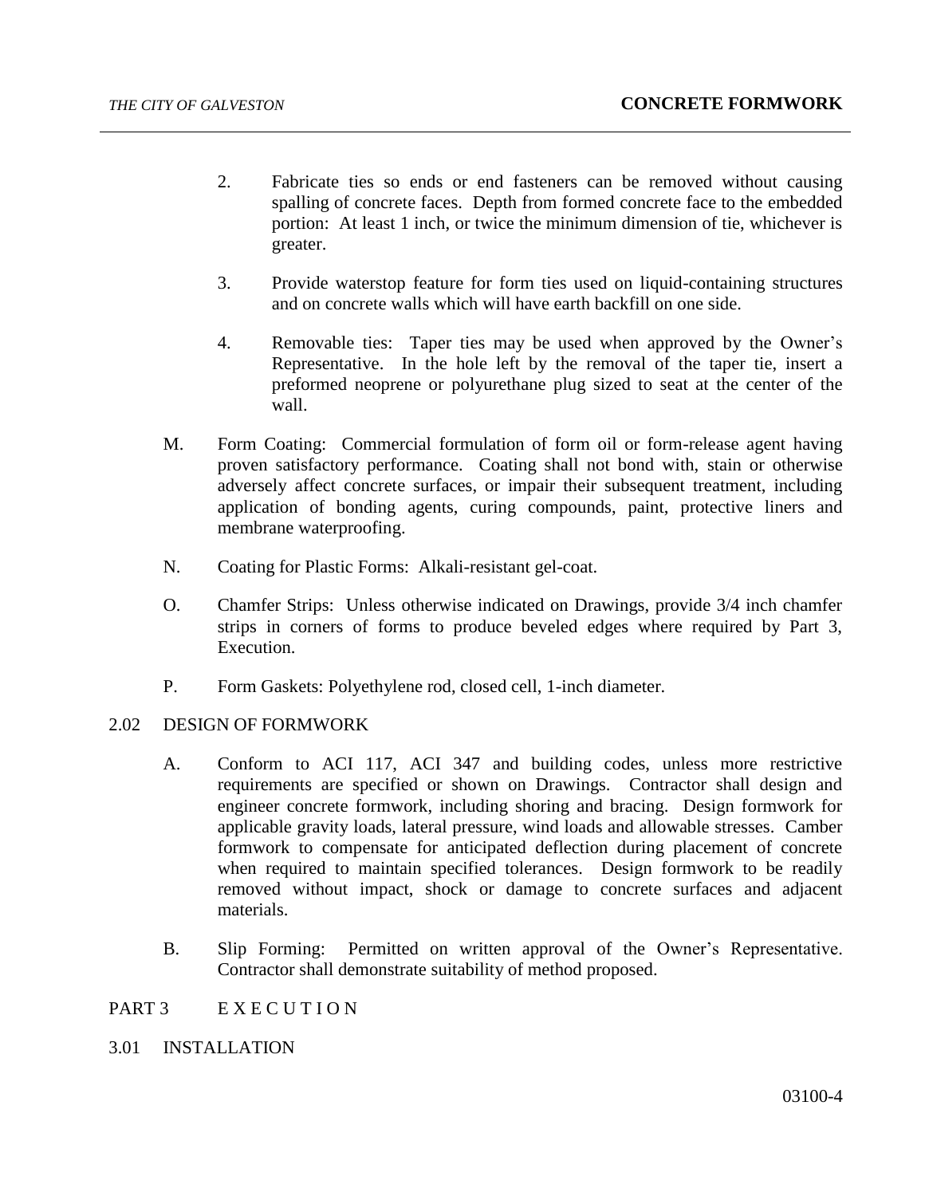2. Fabricate ties so ends or end fasteners can be removed without causing spalling of concrete faces. Depth from formed concrete face to the embedded portion: At least 1 inch, or twice the minimum dimension of tie, whichever is greater.

3. Provide waterstop feature for form ties used on liquid-containing structures and on concrete walls which will have earth backfill on one side.

4. Removable ties: Taper ties may be used when approved by the Owner's Representative. In the hole left by the removal of the taper tie, insert a preformed neoprene or polyurethane plug sized to seat at the center of the wall.

M. Form Coating: Commercial formulation of form oil or form-release agent having proven satisfactory performance. Coating shall not bond with, stain or otherwise adversely affect concrete surfaces, or impair their subsequent treatment, including application of bonding agents, curing compounds, paint, protective liners and membrane waterproofing.

N. Coating for Plastic Forms: Alkali-resistant gel-coat.

O. Chamfer Strips: Unless otherwise indicated on Drawings, provide 3/4 inch chamfer strips in corners of forms to produce beveled edges where required by Part 3, Execution.

P. Form Gaskets: Polyethylene rod, closed cell, 1-inch diameter.

## 2.02 DESIGN OF FORMWORK

A. Conform to ACI 117, ACI 347 and building codes, unless more restrictive requirements are specified or shown on Drawings. Contractor shall design and engineer concrete formwork, including shoring and bracing. Design formwork for applicable gravity loads, lateral pressure, wind loads and allowable stresses. Camber formwork to compensate for anticipated deflection during placement of concrete when required to maintain specified tolerances. Design formwork to be readily removed without impact, shock or damage to concrete surfaces and adjacent materials.

B. Slip Forming: Permitted on written approval of the Owner's Representative. Contractor shall demonstrate suitability of method proposed.

# PART 3 EXECUTION

## 3.01 INSTALLATION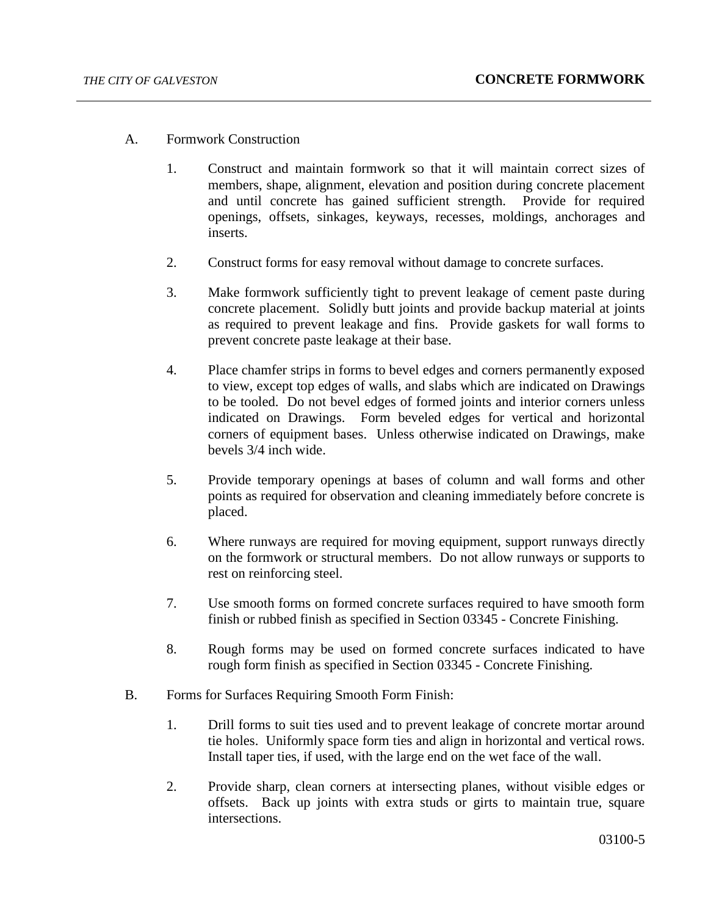A. Formwork Construction

1. Construct and maintain formwork so that it will maintain correct sizes of members, shape, alignment, elevation and position during concrete placement and until concrete has gained sufficient strength. Provide for required openings, offsets, sinkages, keyways, recesses, moldings, anchorages and inserts.

2. Construct forms for easy removal without damage to concrete surfaces.

3. Make formwork sufficiently tight to prevent leakage of cement paste during concrete placement. Solidly butt joints and provide backup material at joints as required to prevent leakage and fins. Provide gaskets for wall forms to prevent concrete paste leakage at their base.

4. Place chamfer strips in forms to bevel edges and corners permanently exposed to view, except top edges of walls, and slabs which are indicated on Drawings to be tooled. Do not bevel edges of formed joints and interior corners unless indicated on Drawings. Form beveled edges for vertical and horizontal corners of equipment bases. Unless otherwise indicated on Drawings, make bevels 3/4 inch wide.

5. Provide temporary openings at bases of column and wall forms and other points as required for observation and cleaning immediately before concrete is placed.

6. Where runways are required for moving equipment, support runways directly on the formwork or structural members. Do not allow runways or supports to rest on reinforcing steel.

7. Use smooth forms on formed concrete surfaces required to have smooth form finish or rubbed finish as specified in Section 03345 - Concrete Finishing.

8. Rough forms may be used on formed concrete surfaces indicated to have rough form finish as specified in Section 03345 - Concrete Finishing.

B. Forms for Surfaces Requiring Smooth Form Finish:

1. Drill forms to suit ties used and to prevent leakage of concrete mortar around tie holes. Uniformly space form ties and align in horizontal and vertical rows. Install taper ties, if used, with the large end on the wet face of the wall.

2. Provide sharp, clean corners at intersecting planes, without visible edges or offsets. Back up joints with extra studs or girts to maintain true, square intersections.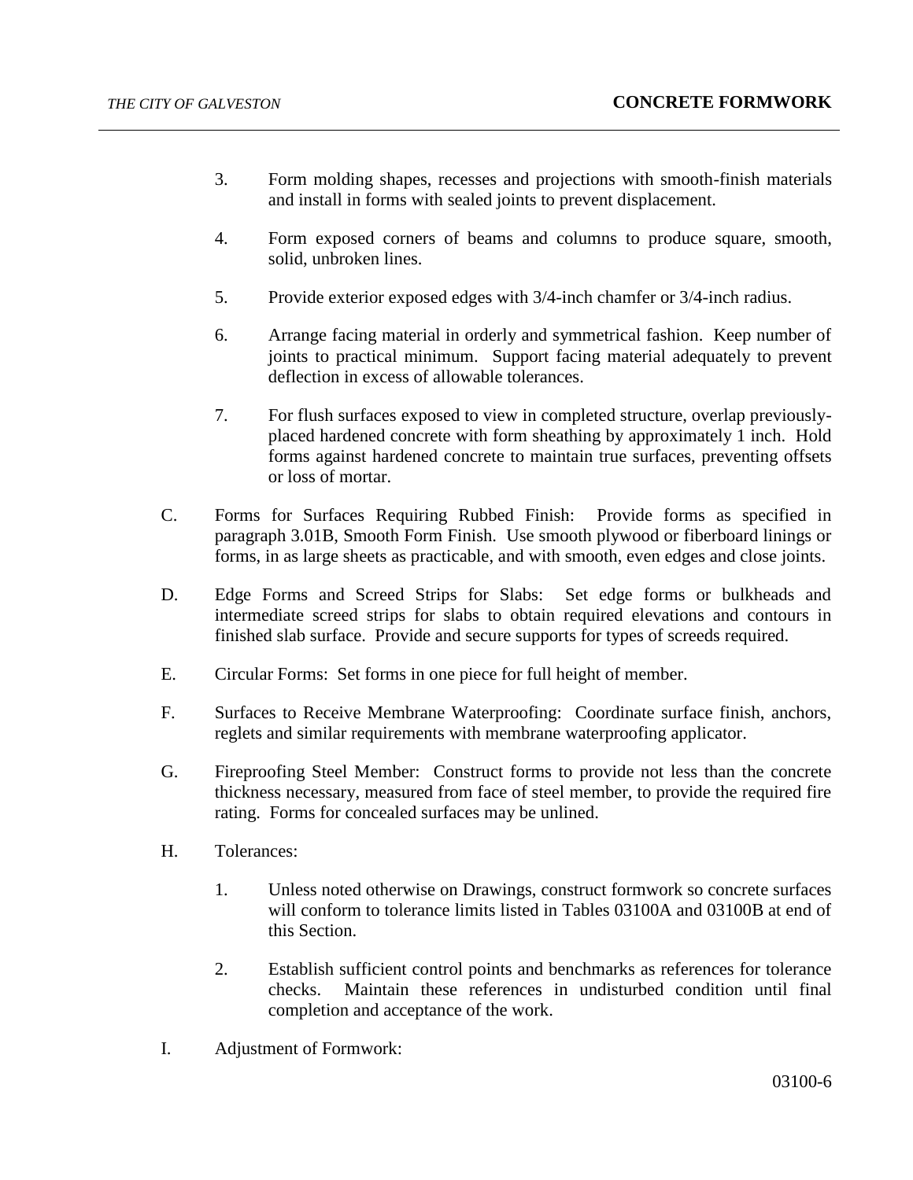3. Form molding shapes, recesses and projections with smooth-finish materials and install in forms with sealed joints to prevent displacement.

4. Form exposed corners of beams and columns to produce square, smooth, solid, unbroken lines.

5. Provide exterior exposed edges with 3/4-inch chamfer or 3/4-inch radius.

6. Arrange facing material in orderly and symmetrical fashion. Keep number of joints to practical minimum. Support facing material adequately to prevent deflection in excess of allowable tolerances.

7. For flush surfaces exposed to view in completed structure, overlap previously-placed hardened concrete with form sheathing by approximately 1 inch. Hold forms against hardened concrete to maintain true surfaces, preventing offsets or loss of mortar.

C. Forms for Surfaces Requiring Rubbed Finish: Provide forms as specified in paragraph 3.01B, Smooth Form Finish. Use smooth plywood or fiberboard linings or forms, in as large sheets as practicable, and with smooth, even edges and close joints.

D. Edge Forms and Screed Strips for Slabs: Set edge forms or bulkheads and intermediate screed strips for slabs to obtain required elevations and contours in finished slab surface. Provide and secure supports for types of screeds required.

E. Circular Forms: Set forms in one piece for full height of member.

F. Surfaces to Receive Membrane Waterproofing: Coordinate surface finish, anchors, reglets and similar requirements with membrane waterproofing applicator.

G. Fireproofing Steel Member: Construct forms to provide not less than the concrete thickness necessary, measured from face of steel member, to provide the required fire rating. Forms for concealed surfaces may be unlined.

H. Tolerances:

1. Unless noted otherwise on Drawings, construct formwork so concrete surfaces will conform to tolerance limits listed in Tables 03100A and 03100B at end of this Section.

2. Establish sufficient control points and benchmarks as references for tolerance checks. Maintain these references in undisturbed condition until final completion and acceptance of the work.

I. Adjustment of Formwork: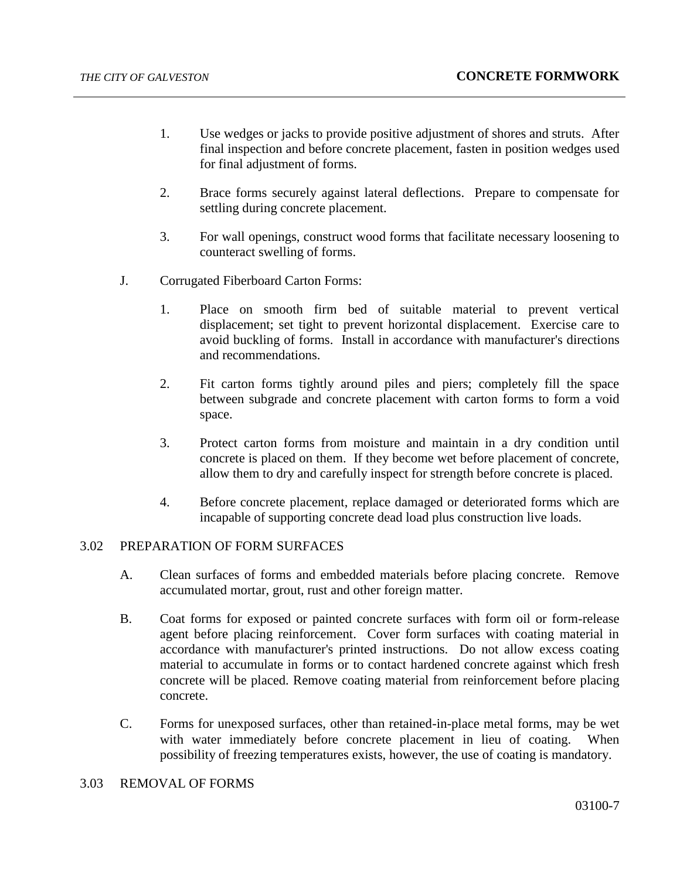1. Use wedges or jacks to provide positive adjustment of shores and struts. After final inspection and before concrete placement, fasten in position wedges used for final adjustment of forms.

2. Brace forms securely against lateral deflections. Prepare to compensate for settling during concrete placement.

3. For wall openings, construct wood forms that facilitate necessary loosening to counteract swelling of forms.

J. Corrugated Fiberboard Carton Forms:

1. Place on smooth firm bed of suitable material to prevent vertical displacement; set tight to prevent horizontal displacement. Exercise care to avoid buckling of forms. Install in accordance with manufacturer's directions and recommendations.

2. Fit carton forms tightly around piles and piers; completely fill the space between subgrade and concrete placement with carton forms to form a void space.

3. Protect carton forms from moisture and maintain in a dry condition until concrete is placed on them. If they become wet before placement of concrete, allow them to dry and carefully inspect for strength before concrete is placed.

4. Before concrete placement, replace damaged or deteriorated forms which are incapable of supporting concrete dead load plus construction live loads.

## 3.02 PREPARATION OF FORM SURFACES

A. Clean surfaces of forms and embedded materials before placing concrete. Remove accumulated mortar, grout, rust and other foreign matter.

B. Coat forms for exposed or painted concrete surfaces with form oil or form-release agent before placing reinforcement. Cover form surfaces with coating material in accordance with manufacturer's printed instructions. Do not allow excess coating material to accumulate in forms or to contact hardened concrete against which fresh concrete will be placed. Remove coating material from reinforcement before placing concrete.

C. Forms for unexposed surfaces, other than retained-in-place metal forms, may be wet with water immediately before concrete placement in lieu of coating. When possibility of freezing temperatures exists, however, the use of coating is mandatory.

## 3.03 REMOVAL OF FORMS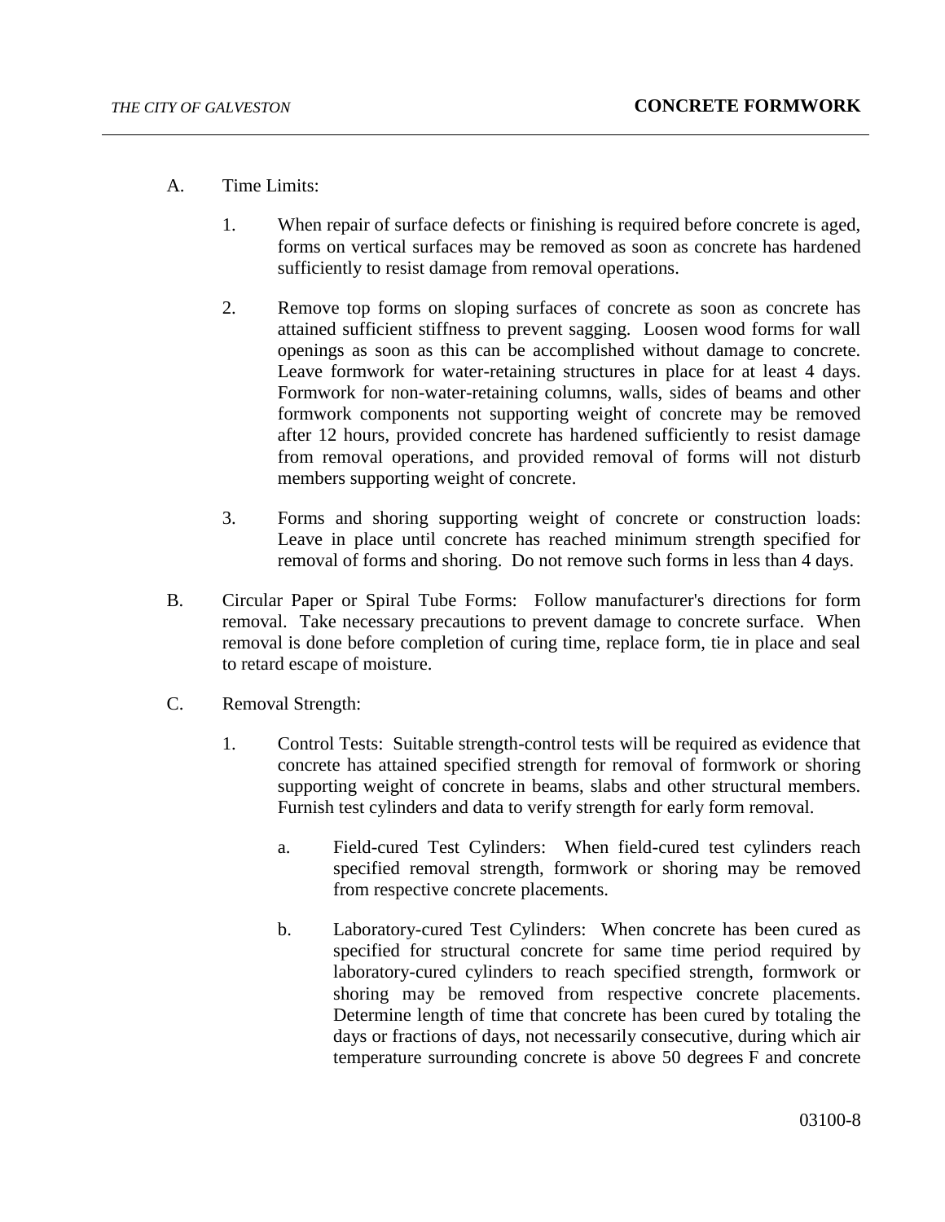A. Time Limits:

   1. When repair of surface defects or finishing is required before concrete is aged, forms on vertical surfaces may be removed as soon as concrete has hardened sufficiently to resist damage from removal operations.

   2. Remove top forms on sloping surfaces of concrete as soon as concrete has attained sufficient stiffness to prevent sagging. Loosen wood forms for wall openings as soon as this can be accomplished without damage to concrete. Leave formwork for water-retaining structures in place for at least 4 days. Formwork for non-water-retaining columns, walls, sides of beams and other formwork components not supporting weight of concrete may be removed after 12 hours, provided concrete has hardened sufficiently to resist damage from removal operations, and provided removal of forms will not disturb members supporting weight of concrete.

   3. Forms and shoring supporting weight of concrete or construction loads: Leave in place until concrete has reached minimum strength specified for removal of forms and shoring. Do not remove such forms in less than 4 days.

B. Circular Paper or Spiral Tube Forms: Follow manufacturer's directions for form removal. Take necessary precautions to prevent damage to concrete surface. When removal is done before completion of curing time, replace form, tie in place and seal to retard escape of moisture.

C. Removal Strength:

   1. Control Tests: Suitable strength-control tests will be required as evidence that concrete has attained specified strength for removal of formwork or shoring supporting weight of concrete in beams, slabs and other structural members. Furnish test cylinders and data to verify strength for early form removal.

      a. Field-cured Test Cylinders: When field-cured test cylinders reach specified removal strength, formwork or shoring may be removed from respective concrete placements.

      b. Laboratory-cured Test Cylinders: When concrete has been cured as specified for structural concrete for same time period required by laboratory-cured cylinders to reach specified strength, formwork or shoring may be removed from respective concrete placements. Determine length of time that concrete has been cured by totaling the days or fractions of days, not necessarily consecutive, during which air temperature surrounding concrete is above 50 degrees F and concrete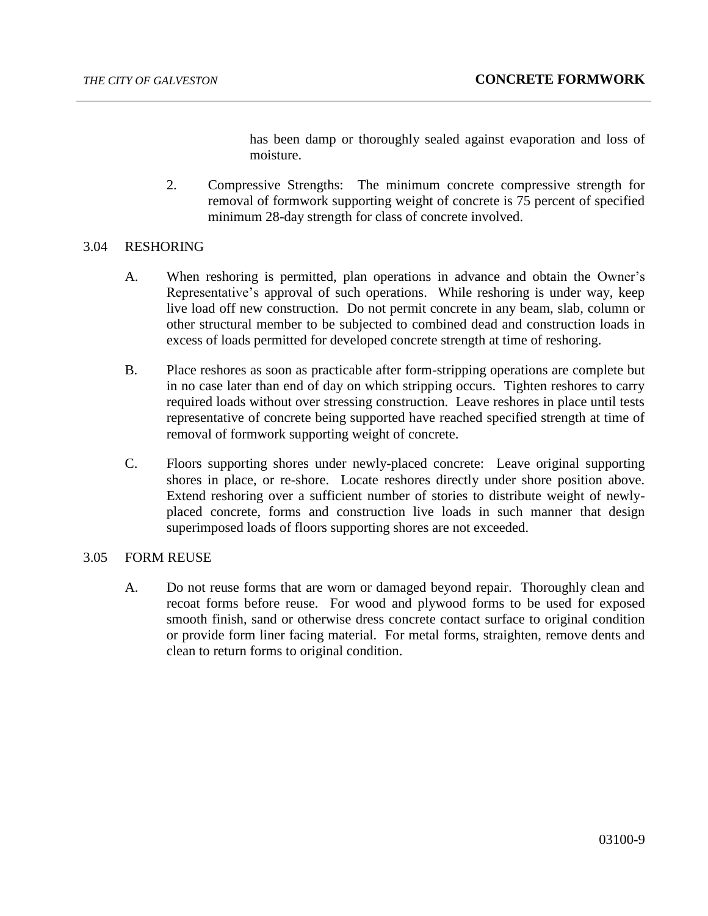has been damp or thoroughly sealed against evaporation and loss of moisture.

2. Compressive Strengths: The minimum concrete compressive strength for removal of formwork supporting weight of concrete is 75 percent of specified minimum 28-day strength for class of concrete involved.

## 3.04 RESHORING

A. When reshoring is permitted, plan operations in advance and obtain the Owner's Representative's approval of such operations. While reshoring is under way, keep live load off new construction. Do not permit concrete in any beam, slab, column or other structural member to be subjected to combined dead and construction loads in excess of loads permitted for developed concrete strength at time of reshoring.

B. Place reshores as soon as practicable after form-stripping operations are complete but in no case later than end of day on which stripping occurs. Tighten reshores to carry required loads without over stressing construction. Leave reshores in place until tests representative of concrete being supported have reached specified strength at time of removal of formwork supporting weight of concrete.

C. Floors supporting shores under newly-placed concrete: Leave original supporting shores in place, or re-shore. Locate reshores directly under shore position above. Extend reshoring over a sufficient number of stories to distribute weight of newly-placed concrete, forms and construction live loads in such manner that design superimposed loads of floors supporting shores are not exceeded.

## 3.05 FORM REUSE

A. Do not reuse forms that are worn or damaged beyond repair. Thoroughly clean and recoat forms before reuse. For wood and plywood forms to be used for exposed smooth finish, sand or otherwise dress concrete contact surface to original condition or provide form liner facing material. For metal forms, straighten, remove dents and clean to return forms to original condition.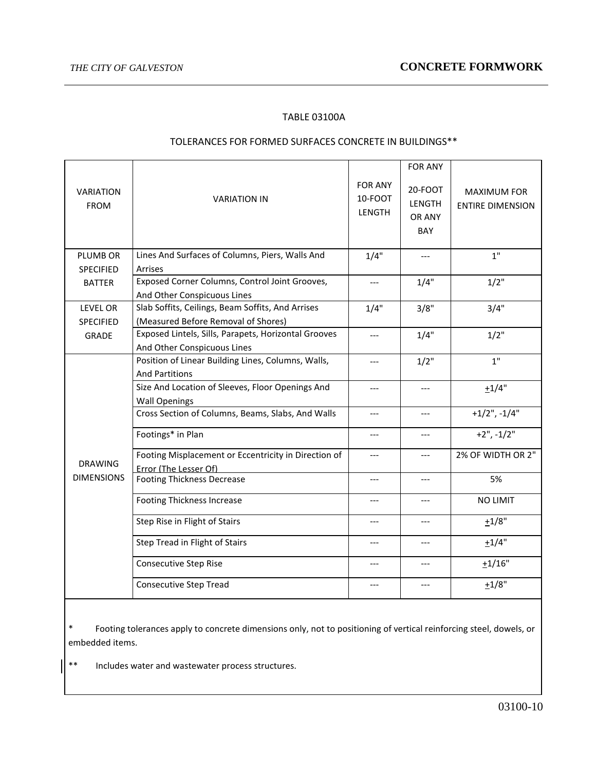TABLE 03100A

TOLERANCES FOR FORMED SURFACES CONCRETE IN BUILDINGS**

| VARIATION FROM | VARIATION IN | FOR ANY 10-FOOT LENGTH | FOR ANY 20-FOOT LENGTH OR ANY BAY | MAXIMUM FOR ENTIRE DIMENSION |
|---|---|---|---|---|
| PLUMB OR SPECIFIED BATTER | Lines And Surfaces of Columns, Piers, Walls And Arrises | 1/4" | --- | 1" |
| | Exposed Corner Columns, Control Joint Grooves, And Other Conspicuous Lines | --- | 1/4" | 1/2" |
| LEVEL OR SPECIFIED GRADE | Slab Soffits, Ceilings, Beam Soffits, And Arrises (Measured Before Removal of Shores) | 1/4" | 3/8" | 3/4" |
| | Exposed Lintels, Sills, Parapets, Horizontal Grooves And Other Conspicuous Lines | --- | 1/4" | 1/2" |
| DRAWING DIMENSIONS | Position of Linear Building Lines, Columns, Walls, And Partitions | --- | 1/2" | 1" |
| | Size And Location of Sleeves, Floor Openings And Wall Openings | --- | --- | ±1/4" |
| | Cross Section of Columns, Beams, Slabs, And Walls | --- | --- | +1/2", -1/4" |
| | Footings* in Plan | --- | --- | +2", -1/2" |
| | Footing Misplacement or Eccentricity in Direction of Error (The Lesser Of) | --- | --- | 2% OF WIDTH OR 2" |
| | Footing Thickness Decrease | --- | --- | 5% |
| | Footing Thickness Increase | --- | --- | NO LIMIT |
| | Step Rise in Flight of Stairs | --- | --- | ±1/8" |
| | Step Tread in Flight of Stairs | --- | --- | ±1/4" |
| | Consecutive Step Rise | --- | --- | ±1/16" |
| | Consecutive Step Tread | --- | --- | ±1/8" |

\* Footing tolerances apply to concrete dimensions only, not to positioning of vertical reinforcing steel, dowels, or embedded items.

** Includes water and wastewater process structures.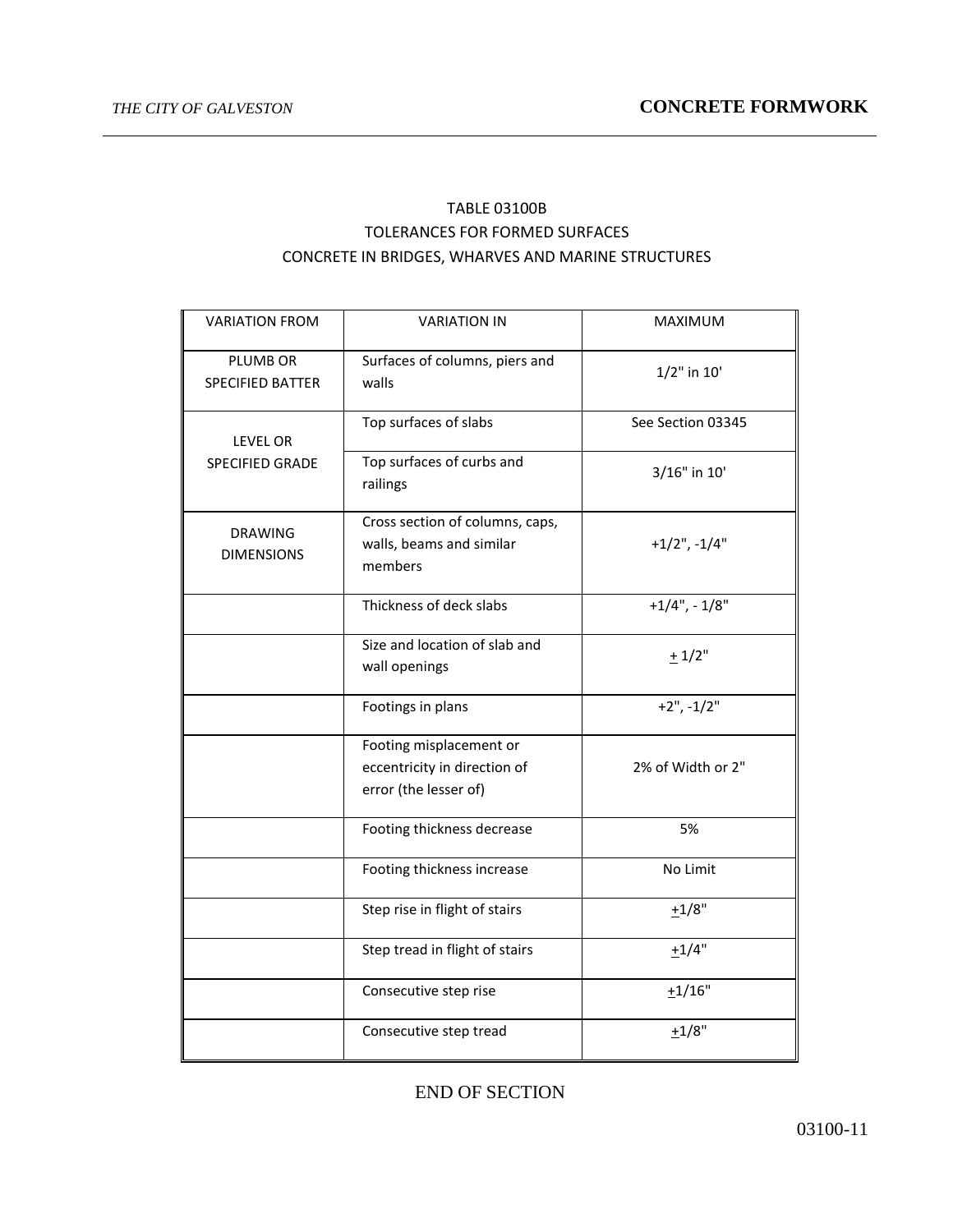TABLE 03100B
TOLERANCES FOR FORMED SURFACES
CONCRETE IN BRIDGES, WHARVES AND MARINE STRUCTURES

| VARIATION FROM | VARIATION IN | MAXIMUM |
|---|---|---|
| PLUMB OR SPECIFIED BATTER | Surfaces of columns, piers and walls | 1/2" in 10' |
| LEVEL OR SPECIFIED GRADE | Top surfaces of slabs | See Section 03345 |
| | Top surfaces of curbs and railings | 3/16" in 10' |
| DRAWING DIMENSIONS | Cross section of columns, caps, walls, beams and similar members | +1/2", -1/4" |
| | Thickness of deck slabs | +1/4", - 1/8" |
| | Size and location of slab and wall openings | ± 1/2" |
| | Footings in plans | +2", -1/2" |
| | Footing misplacement or eccentricity in direction of error (the lesser of) | 2% of Width or 2" |
| | Footing thickness decrease | 5% |
| | Footing thickness increase | No Limit |
| | Step rise in flight of stairs | ±1/8" |
| | Step tread in flight of stairs | ±1/4" |
| | Consecutive step rise | ±1/16" |
| | Consecutive step tread | ±1/8" |

END OF SECTION